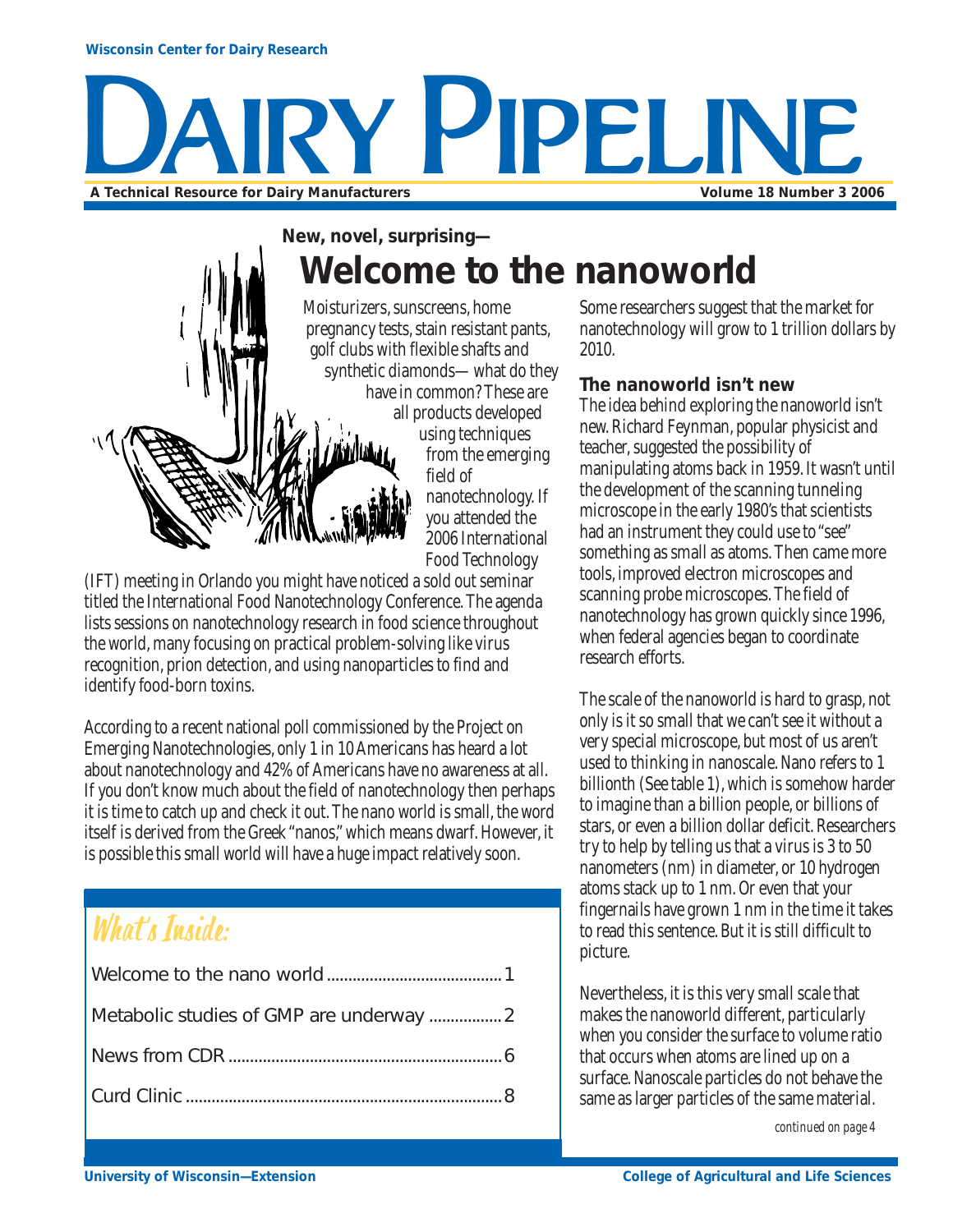Wisconsin Center for Dairy Research

# DAIRY PIPELINE

A Technical Resource for Dairy Manufacturers — Volume 18 Number 3 2006

**New, novel, surprising—**

## Welcome to the nanoworld

Moisturizers, sunscreens, home pregnancy tests, stain resistant pants, golf clubs with flexible shafts and synthetic diamonds— what do they have in common? These are all products developed using techniques from the emerging field of nanotechnology. If you attended the 2006 International Food Technology (IFT) meeting in Orlando you might have noticed a sold out seminar titled the International Food Nanotechnology Conference. The agenda lists sessions on nanotechnology research in food science throughout the world, many focusing on practical problem-solving like virus recognition, prion detection, and using nanoparticles to find and identify food-born toxins.

According to a recent national poll commissioned by the Project on Emerging Nanotechnologies, only 1 in 10 Americans has heard a lot about nanotechnology and 42% of Americans have no awareness at all. If you don't know much about the field of nanotechnology then perhaps it is time to catch up and check it out. The nano world is small, the word itself is derived from the Greek "nanos," which means dwarf. However, it is possible this small world will have a huge impact relatively soon.

## What's Inside:

- Welcome to the nano world ........ 1
- Metabolic studies of GMP are underway ........ 2
- News from CDR ........ 6
- Curd Clinic ........ 8

Some researchers suggest that the market for nanotechnology will grow to 1 trillion dollars by 2010.

### The nanoworld isn't new

The idea behind exploring the nanoworld isn't new. Richard Feynman, popular physicist and teacher, suggested the possibility of manipulating atoms back in 1959. It wasn't until the development of the scanning tunneling microscope in the early 1980's that scientists had an instrument they could use to "see" something as small as atoms. Then came more tools, improved electron microscopes and scanning probe microscopes. The field of nanotechnology has grown quickly since 1996, when federal agencies began to coordinate research efforts.

The scale of the nanoworld is hard to grasp, not only is it so small that we can't see it without a very special microscope, but most of us aren't used to thinking in nanoscale. Nano refers to 1 billionth (See table 1), which is somehow harder to imagine than a billion people, or billions of stars, or even a billion dollar deficit. Researchers try to help by telling us that a virus is 3 to 50 nanometers (nm) in diameter, or 10 hydrogen atoms stack up to 1 nm. Or even that your fingernails have grown 1 nm in the time it takes to read this sentence. But it is still difficult to picture.

Nevertheless, it is this very small scale that makes the nanoworld different, particularly when you consider the surface to volume ratio that occurs when atoms are lined up on a surface. Nanoscale particles do not behave the same as larger particles of the same material.

*continued on page 4*

University of Wisconsin—Extension — College of Agricultural and Life Sciences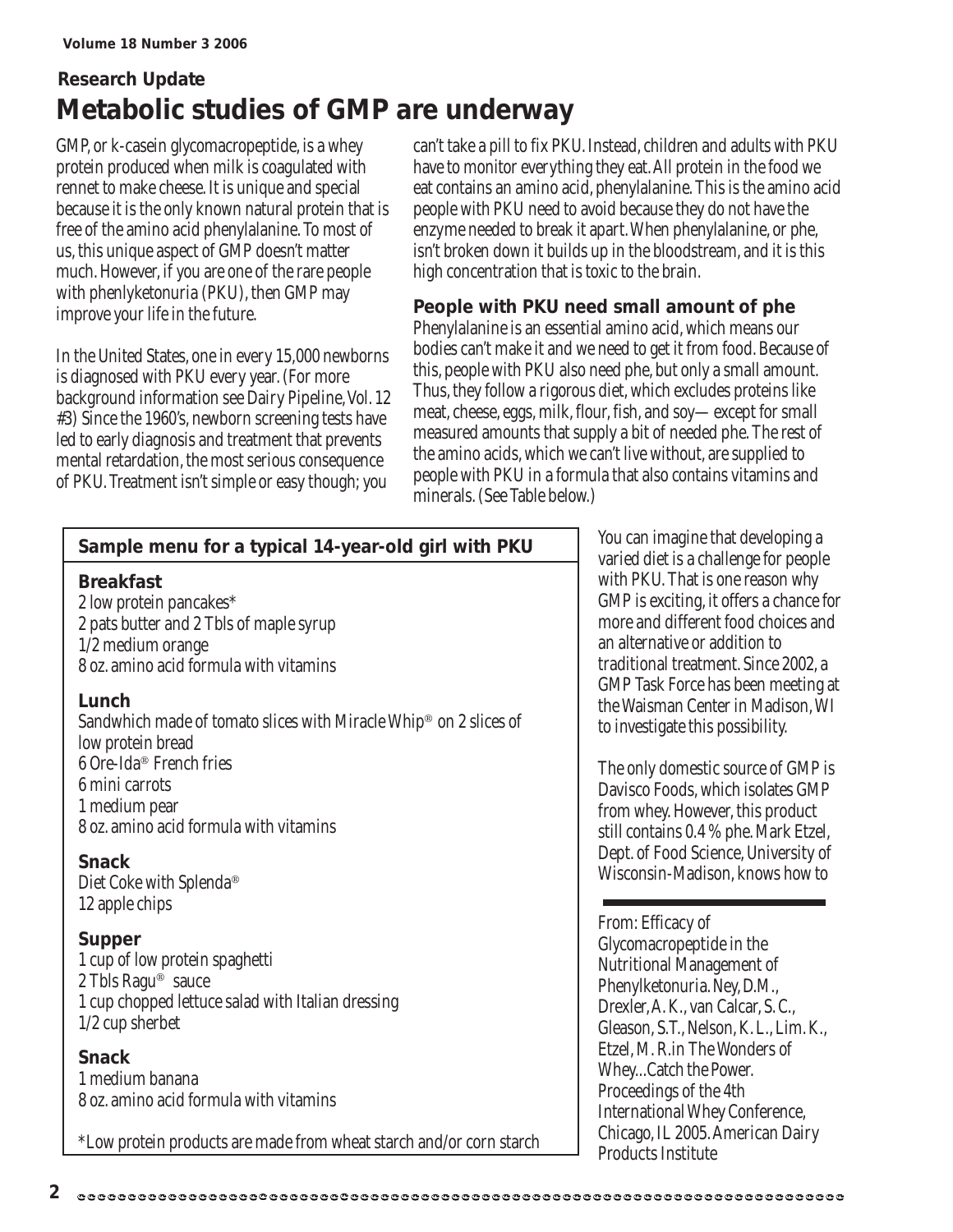**Research Update**

# Metabolic studies of GMP are underway

GMP, or k-casein glycomacropeptide, is a whey protein produced when milk is coagulated with rennet to make cheese. It is unique and special because it is the only known natural protein that is free of the amino acid phenylalanine. To most of us, this unique aspect of GMP doesn't matter much. However, if you are one of the rare people with phenylketonuria (PKU), then GMP may improve your life in the future.

In the United States, one in every 15,000 newborns is diagnosed with PKU every year. (For more background information see Dairy Pipeline, Vol. 12 #3) Since the 1960's, newborn screening tests have led to early diagnosis and treatment that prevents mental retardation, the most serious consequence of PKU. Treatment isn't simple or easy though; you can't take a pill to fix PKU. Instead, children and adults with PKU have to monitor everything they eat. All protein in the food we eat contains an amino acid, phenylalanine. This is the amino acid people with PKU need to avoid because they do not have the enzyme needed to break it apart. When phenylalanine, or phe, isn't broken down it builds up in the bloodstream, and it is this high concentration that is toxic to the brain.

## People with PKU need small amount of phe

Phenylalanine is an essential amino acid, which means our bodies can't make it and we need to get it from food. Because of this, people with PKU also need phe, but only a small amount. Thus, they follow a rigorous diet, which excludes proteins like meat, cheese, eggs, milk, flour, fish, and soy— except for small measured amounts that supply a bit of needed phe. The rest of the amino acids, which we can't live without, are supplied to people with PKU in a formula that also contains vitamins and minerals. (See Table below.)

### Sample menu for a typical 14-year-old girl with PKU

**Breakfast**
2 low protein pancakes*
2 pats butter and 2 Tbls of maple syrup
1/2 medium orange
8 oz. amino acid formula with vitamins

**Lunch**
Sandwhich made of tomato slices with Miracle Whip® on 2 slices of low protein bread
6 Ore-Ida® French fries
6 mini carrots
1 medium pear
8 oz. amino acid formula with vitamins

**Snack**
Diet Coke with Splenda®
12 apple chips

**Supper**
1 cup of low protein spaghetti
2 Tbls Ragu® sauce
1 cup chopped lettuce salad with Italian dressing
1/2 cup sherbet

**Snack**
1 medium banana
8 oz. amino acid formula with vitamins

*Low protein products are made from wheat starch and/or corn starch

You can imagine that developing a varied diet is a challenge for people with PKU. That is one reason why GMP is exciting, it offers a chance for more and different food choices and an alternative or addition to traditional treatment. Since 2002, a GMP Task Force has been meeting at the Waisman Center in Madison, WI to investigate this possibility.

The only domestic source of GMP is Davisco Foods, which isolates GMP from whey. However, this product still contains 0.4 % phe. Mark Etzel, Dept. of Food Science, University of Wisconsin-Madison, knows how to

From: Efficacy of Glycomacropeptide in the Nutritional Management of Phenylketonuria. Ney, D.M., Drexler, A. K., van Calcar, S. C., Gleason, S.T., Nelson, K. L., Lim. K., Etzel, M. R. in The Wonders of Whey...Catch the Power. Proceedings of the 4th International Whey Conference, Chicago, IL 2005. American Dairy Products Institute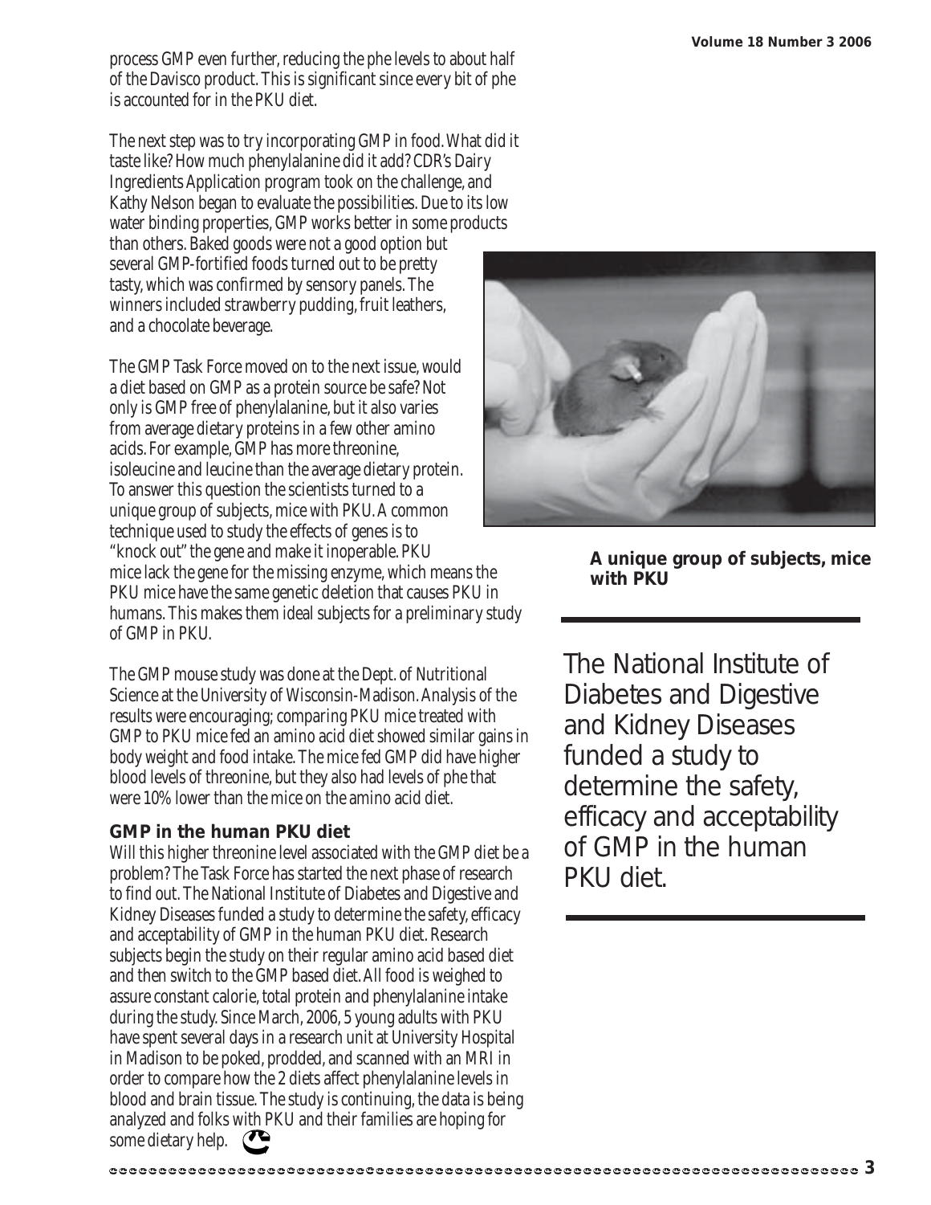process GMP even further, reducing the phe levels to about half of the Davisco product. This is significant since every bit of phe is accounted for in the PKU diet.

The next step was to try incorporating GMP in food. What did it taste like? How much phenylalanine did it add? CDR's Dairy Ingredients Application program took on the challenge, and Kathy Nelson began to evaluate the possibilities. Due to its low water binding properties, GMP works better in some products than others. Baked goods were not a good option but several GMP-fortified foods turned out to be pretty tasty, which was confirmed by sensory panels. The winners included strawberry pudding, fruit leathers, and a chocolate beverage.

The GMP Task Force moved on to the next issue, would a diet based on GMP as a protein source be safe? Not only is GMP free of phenylalanine, but it also varies from average dietary proteins in a few other amino acids. For example, GMP has more threonine, isoleucine and leucine than the average dietary protein. To answer this question the scientists turned to a unique group of subjects, mice with PKU. A common technique used to study the effects of genes is to "knock out" the gene and make it inoperable. PKU mice lack the gene for the missing enzyme, which means the PKU mice have the same genetic deletion that causes PKU in humans. This makes them ideal subjects for a preliminary study of GMP in PKU.

**A unique group of subjects, mice with PKU**

The GMP mouse study was done at the Dept. of Nutritional Science at the University of Wisconsin-Madison. Analysis of the results were encouraging; comparing PKU mice treated with GMP to PKU mice fed an amino acid diet showed similar gains in body weight and food intake. The mice fed GMP did have higher blood levels of threonine, but they also had levels of phe that were 10% lower than the mice on the amino acid diet.

> The National Institute of Diabetes and Digestive and Kidney Diseases funded a study to determine the safety, efficacy and acceptability of GMP in the human PKU diet.

### GMP in the human PKU diet

Will this higher threonine level associated with the GMP diet be a problem? The Task Force has started the next phase of research to find out. The National Institute of Diabetes and Digestive and Kidney Diseases funded a study to determine the safety, efficacy and acceptability of GMP in the human PKU diet. Research subjects begin the study on their regular amino acid based diet and then switch to the GMP based diet. All food is weighed to assure constant calorie, total protein and phenylalanine intake during the study. Since March, 2006, 5 young adults with PKU have spent several days in a research unit at University Hospital in Madison to be poked, prodded, and scanned with an MRI in order to compare how the 2 diets affect phenylalanine levels in blood and brain tissue. The study is continuing, the data is being analyzed and folks with PKU and their families are hoping for some dietary help.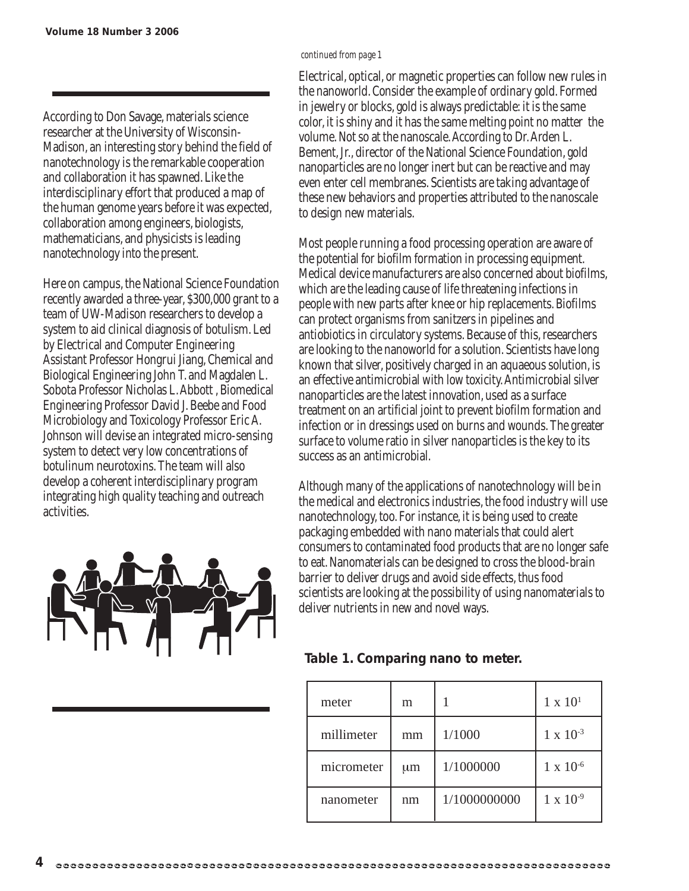According to Don Savage, materials science researcher at the University of Wisconsin-Madison, an interesting story behind the field of nanotechnology is the remarkable cooperation and collaboration it has spawned. Like the interdisciplinary effort that produced a map of the human genome years before it was expected, collaboration among engineers, biologists, mathematicians, and physicists is leading nanotechnology into the present.

Here on campus, the National Science Foundation recently awarded a three-year, $300,000 grant to a team of UW-Madison researchers to develop a system to aid clinical diagnosis of botulism. Led by Electrical and Computer Engineering Assistant Professor Hongrui Jiang, Chemical and Biological Engineering John T. and Magdalen L. Sobota Professor Nicholas L. Abbott , Biomedical Engineering Professor David J. Beebe and Food Microbiology and Toxicology Professor Eric A. Johnson will devise an integrated micro-sensing system to detect very low concentrations of botulinum neurotoxins. The team will also develop a coherent interdisciplinary program integrating high quality teaching and outreach activities.

*continued from page 1*

Electrical, optical, or magnetic properties can follow new rules in the nanoworld. Consider the example of ordinary gold. Formed in jewelry or blocks, gold is always predictable: it is the same color, it is shiny and it has the same melting point no matter the volume. Not so at the nanoscale. According to Dr. Arden L. Bement, Jr., director of the National Science Foundation, gold nanoparticles are no longer inert but can be reactive and may even enter cell membranes. Scientists are taking advantage of these new behaviors and properties attributed to the nanoscale to design new materials.

Most people running a food processing operation are aware of the potential for biofilm formation in processing equipment. Medical device manufacturers are also concerned about biofilms, which are the leading cause of life threatening infections in people with new parts after knee or hip replacements. Biofilms can protect organisms from sanitzers in pipelines and antiobiotics in circulatory systems. Because of this, researchers are looking to the nanoworld for a solution. Scientists have long known that silver, positively charged in an aqueous solution, is an effective antimicrobial with low toxicity. Antimicrobial silver nanoparticles are the latest innovation, used as a surface treatment on an artificial joint to prevent biofilm formation and infection or in dressings used on burns and wounds. The greater surface to volume ratio in silver nanoparticles is the key to its success as an antimicrobial.

Although many of the applications of nanotechnology will be in the medical and electronics industries, the food industry will use nanotechnology, too. For instance, it is being used to create packaging embedded with nano materials that could alert consumers to contaminated food products that are no longer safe to eat. Nanomaterials can be designed to cross the blood-brain barrier to deliver drugs and avoid side effects, thus food scientists are looking at the possibility of using nanomaterials to deliver nutrients in new and novel ways.

**Table 1. Comparing nano to meter.**

| | | | |
|---|---|---|---|
| meter | m | 1 | $1 \times 10^{1}$ |
| millimeter | mm | 1/1000 | $1 \times 10^{-3}$ |
| micrometer | μm | 1/1000000 | $1 \times 10^{-6}$ |
| nanometer | nm | 1/1000000000 | $1 \times 10^{-9}$ |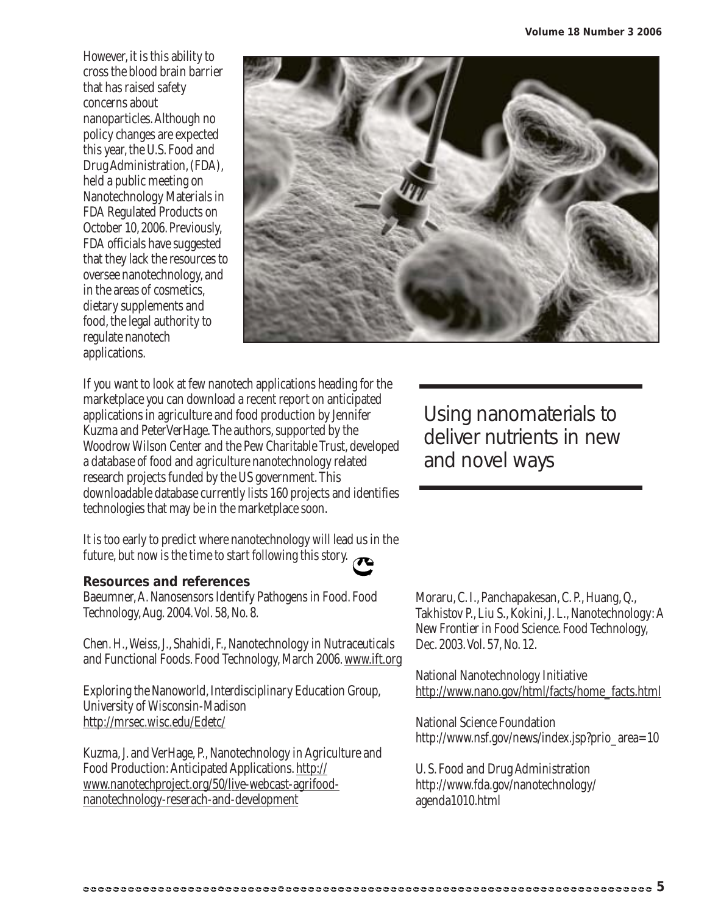However, it is this ability to cross the blood brain barrier that has raised safety concerns about nanoparticles. Although no policy changes are expected this year, the U.S. Food and Drug Administration, (FDA), held a public meeting on Nanotechnology Materials in FDA Regulated Products on October 10, 2006. Previously, FDA officials have suggested that they lack the resources to oversee nanotechnology, and in the areas of cosmetics, dietary supplements and food, the legal authority to regulate nanotech applications.

If you want to look at few nanotech applications heading for the marketplace you can download a recent report on anticipated applications in agriculture and food production by Jennifer Kuzma and PeterVerHage. The authors, supported by the Woodrow Wilson Center and the Pew Charitable Trust, developed a database of food and agriculture nanotechnology related research projects funded by the US government. This downloadable database currently lists 160 projects and identifies technologies that may be in the marketplace soon.

> Using nanomaterials to deliver nutrients in new and novel ways

It is too early to predict where nanotechnology will lead us in the future, but now is the time to start following this story.

### Resources and references

Baeumner, A. Nanosensors Identify Pathogens in Food. Food Technology, Aug. 2004. Vol. 58, No. 8.

Chen. H., Weiss, J., Shahidi, F., Nanotechnology in Nutraceuticals and Functional Foods. Food Technology, March 2006. www.ift.org

Exploring the Nanoworld, Interdisciplinary Education Group, University of Wisconsin-Madison http://mrsec.wisc.edu/Edetc/

Kuzma, J. and VerHage, P., Nanotechnology in Agriculture and Food Production: Anticipated Applications. http://www.nanotechproject.org/50/live-webcast-agrifood-nanotechnology-reserach-and-development

Moraru, C. I., Panchapakesan, C. P., Huang, Q., Takhistov P., Liu S., Kokini, J. L., Nanotechnology: A New Frontier in Food Science. Food Technology, Dec. 2003. Vol. 57, No. 12.

National Nanotechnology Initiative http://www.nano.gov/html/facts/home_facts.html

National Science Foundation http://www.nsf.gov/news/index.jsp?prio_area=10

U. S. Food and Drug Administration http://www.fda.gov/nanotechnology/agenda1010.html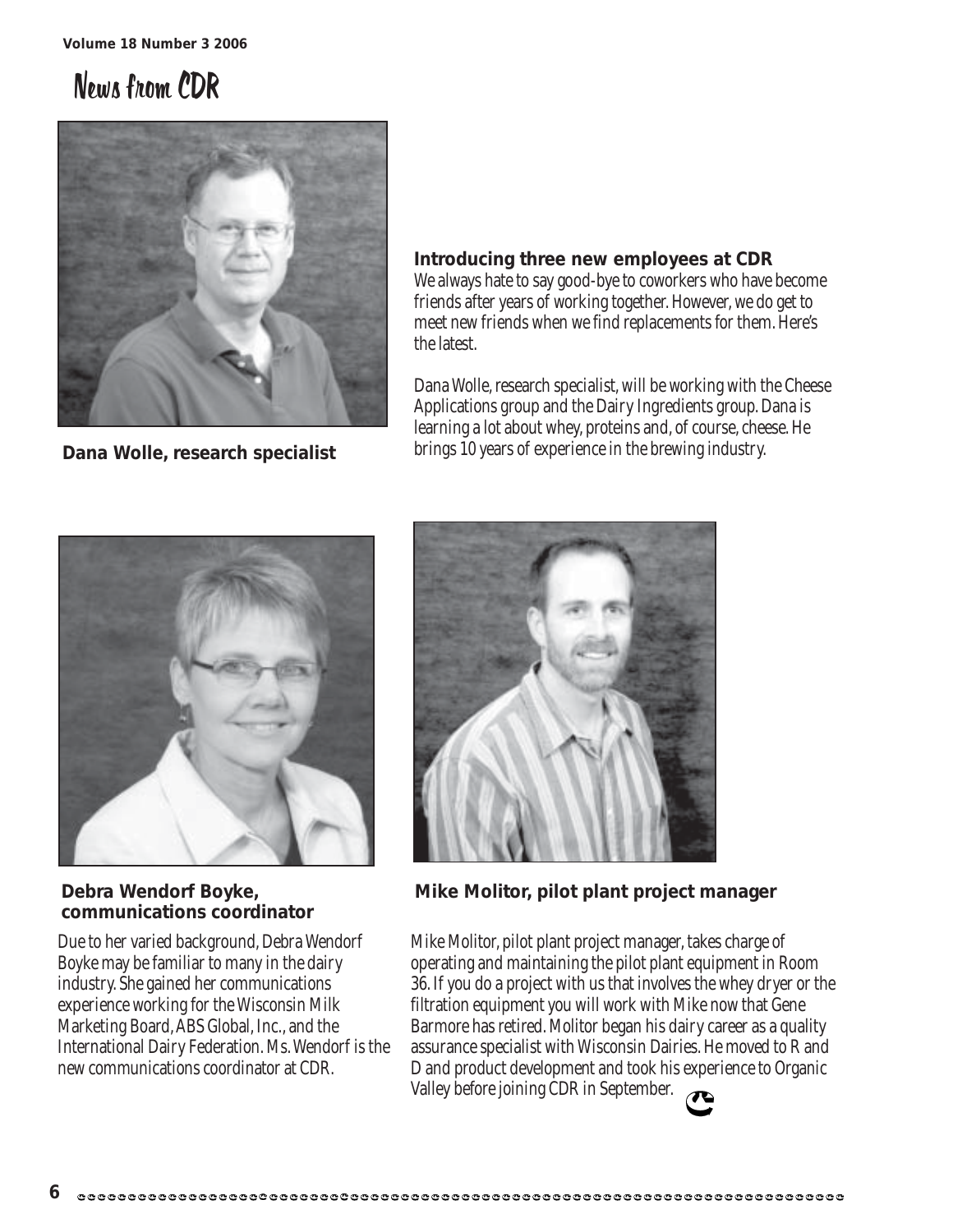# News from CDR

Dana Wolle, research specialist

## Introducing three new employees at CDR

We always hate to say good-bye to coworkers who have become friends after years of working together. However, we do get to meet new friends when we find replacements for them. Here's the latest.

Dana Wolle, research specialist, will be working with the Cheese Applications group and the Dairy Ingredients group. Dana is learning a lot about whey, proteins and, of course, cheese. He brings 10 years of experience in the brewing industry.

Debra Wendorf Boyke, communications coordinator

Due to her varied background, Debra Wendorf Boyke may be familiar to many in the dairy industry. She gained her communications experience working for the Wisconsin Milk Marketing Board, ABS Global, Inc., and the International Dairy Federation. Ms. Wendorf is the new communications coordinator at CDR.

Mike Molitor, pilot plant project manager

Mike Molitor, pilot plant project manager, takes charge of operating and maintaining the pilot plant equipment in Room 36. If you do a project with us that involves the whey dryer or the filtration equipment you will work with Mike now that Gene Barmore has retired. Molitor began his dairy career as a quality assurance specialist with Wisconsin Dairies. He moved to R and D and product development and took his experience to Organic Valley before joining CDR in September.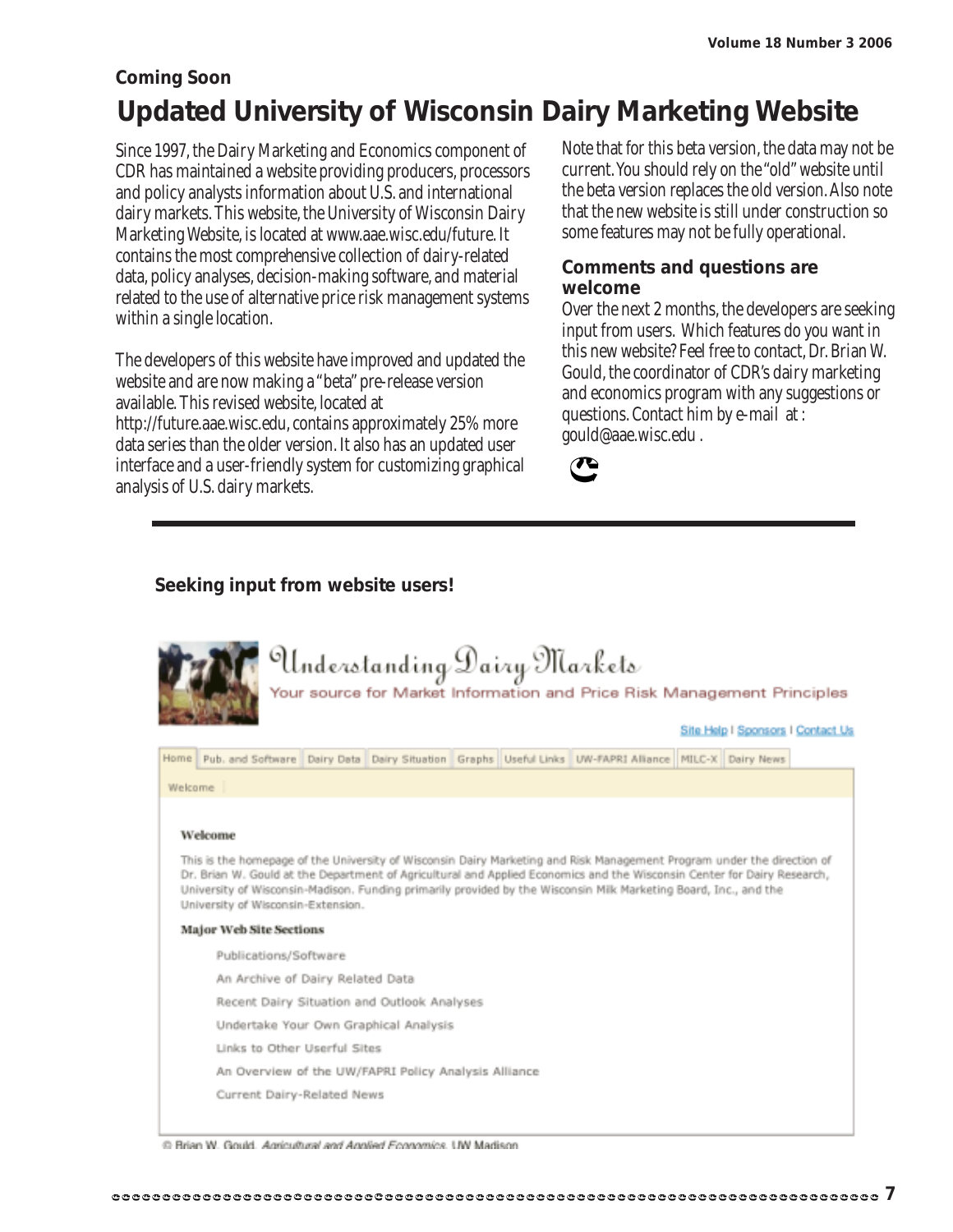**Coming Soon**

# Updated University of Wisconsin Dairy Marketing Website

Since 1997, the Dairy Marketing and Economics component of CDR has maintained a website providing producers, processors and policy analysts information about U.S. and international dairy markets. This website, the University of Wisconsin Dairy Marketing Website, is located at www.aae.wisc.edu/future. It contains the most comprehensive collection of dairy-related data, policy analyses, decision-making software, and material related to the use of alternative price risk management systems within a single location.

The developers of this website have improved and updated the website and are now making a "beta" pre-release version available. This revised website, located at http://future.aae.wisc.edu, contains approximately 25% more data series than the older version. It also has an updated user interface and a user-friendly system for customizing graphical analysis of U.S. dairy markets.

Note that for this beta version, the data may not be current. You should rely on the "old" website until the beta version replaces the old version. Also note that the new website is still under construction so some features may not be fully operational.

### Comments and questions are welcome

Over the next 2 months, the developers are seeking input from users. Which features do you want in this new website? Feel free to contact, Dr. Brian W. Gould, the coordinator of CDR's dairy marketing and economics program with any suggestions or questions. Contact him by e-mail at : gould@aae.wisc.edu .

---

**Seeking input from website users!**

Understanding Dairy Markets

Your source for Market Information and Price Risk Management Principles

Site Help | Sponsors | Contact Us

Home | Pub. and Software | Dairy Data | Dairy Situation | Graphs | Useful Links | UW-FAPRI Alliance | MILC-X | Dairy News

Welcome

**Welcome**

This is the homepage of the University of Wisconsin Dairy Marketing and Risk Management Program under the direction of Dr. Brian W. Gould at the Department of Agricultural and Applied Economics and the Wisconsin Center for Dairy Research, University of Wisconsin-Madison. Funding primarily provided by the Wisconsin Milk Marketing Board, Inc., and the University of Wisconsin-Extension.

**Major Web Site Sections**

- Publications/Software
- An Archive of Dairy Related Data
- Recent Dairy Situation and Outlook Analyses
- Undertake Your Own Graphical Analysis
- Links to Other Userful Sites
- An Overview of the UW/FAPRI Policy Analysis Alliance
- Current Dairy-Related News

© Brian W. Gould, *Agricultural and Applied Economics*, UW Madison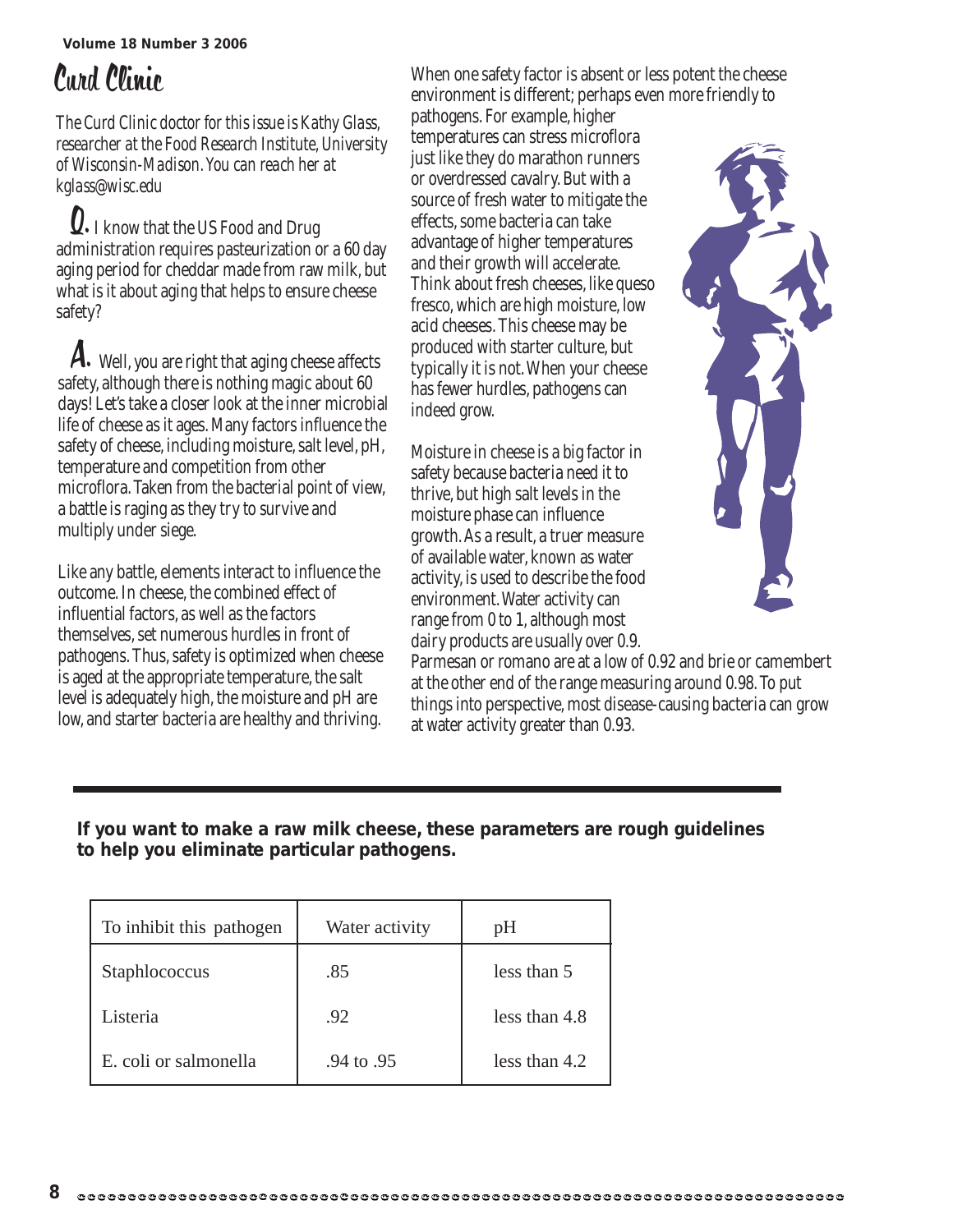# Curd Clinic

*The Curd Clinic doctor for this issue is Kathy Glass, researcher at the Food Research Institute, University of Wisconsin-Madison. You can reach her at kglass@wisc.edu*

**Q.** I know that the US Food and Drug administration requires pasteurization or a 60 day aging period for cheddar made from raw milk, but what is it about aging that helps to ensure cheese safety?

**A.** Well, you are right that aging cheese affects safety, although there is nothing magic about 60 days! Let's take a closer look at the inner microbial life of cheese as it ages. Many factors influence the safety of cheese, including moisture, salt level, pH, temperature and competition from other microflora. Taken from the bacterial point of view, a battle is raging as they try to survive and multiply under siege.

Like any battle, elements interact to influence the outcome. In cheese, the combined effect of influential factors, as well as the factors themselves, set numerous hurdles in front of pathogens. Thus, safety is optimized when cheese is aged at the appropriate temperature, the salt level is adequately high, the moisture and pH are low, and starter bacteria are healthy and thriving.

When one safety factor is absent or less potent the cheese environment is different; perhaps even more friendly to pathogens. For example, higher temperatures can stress microflora just like they do marathon runners or overdressed cavalry. But with a source of fresh water to mitigate the effects, some bacteria can take advantage of higher temperatures and their growth will accelerate. Think about fresh cheeses, like queso fresco, which are high moisture, low acid cheeses. This cheese may be produced with starter culture, but typically it is not. When your cheese has fewer hurdles, pathogens can indeed grow.

Moisture in cheese is a big factor in safety because bacteria need it to thrive, but high salt levels in the moisture phase can influence growth. As a result, a truer measure of available water, known as water activity, is used to describe the food environment. Water activity can range from 0 to 1, although most dairy products are usually over 0.9. Parmesan or romano are at a low of 0.92 and brie or camembert at the other end of the range measuring around 0.98. To put things into perspective, most disease-causing bacteria can grow at water activity greater than 0.93.

**If you want to make a raw milk cheese, these parameters are rough guidelines to help you eliminate particular pathogens.**

| To inhibit this pathogen | Water activity | pH |
|---|---|---|
| Staphlococcus | .85 | less than 5 |
| Listeria | .92 | less than 4.8 |
| E. coli or salmonella | .94 to .95 | less than 4.2 |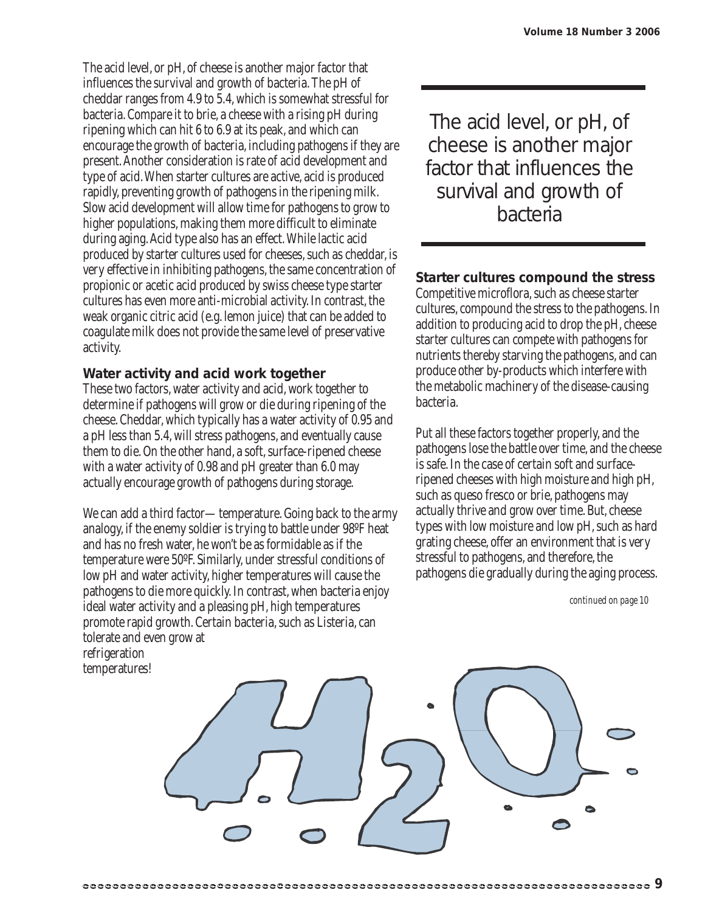The acid level, or pH, of cheese is another major factor that influences the survival and growth of bacteria. The pH of cheddar ranges from 4.9 to 5.4, which is somewhat stressful for bacteria. Compare it to brie, a cheese with a rising pH during ripening which can hit 6 to 6.9 at its peak, and which can encourage the growth of bacteria, including pathogens if they are present. Another consideration is rate of acid development and type of acid. When starter cultures are active, acid is produced rapidly, preventing growth of pathogens in the ripening milk. Slow acid development will allow time for pathogens to grow to higher populations, making them more difficult to eliminate during aging. Acid type also has an effect. While lactic acid produced by starter cultures used for cheeses, such as cheddar, is very effective in inhibiting pathogens, the same concentration of propionic or acetic acid produced by swiss cheese type starter cultures has even more anti-microbial activity. In contrast, the weak organic citric acid (e.g. lemon juice) that can be added to coagulate milk does not provide the same level of preservative activity.

### Water activity and acid work together

These two factors, water activity and acid, work together to determine if pathogens will grow or die during ripening of the cheese. Cheddar, which typically has a water activity of 0.95 and a pH less than 5.4, will stress pathogens, and eventually cause them to die. On the other hand, a soft, surface-ripened cheese with a water activity of 0.98 and pH greater than 6.0 may actually encourage growth of pathogens during storage.

We can add a third factor— temperature. Going back to the army analogy, if the enemy soldier is trying to battle under 98ºF heat and has no fresh water, he won't be as formidable as if the temperature were 50ºF. Similarly, under stressful conditions of low pH and water activity, higher temperatures will cause the pathogens to die more quickly. In contrast, when bacteria enjoy ideal water activity and a pleasing pH, high temperatures promote rapid growth. Certain bacteria, such as Listeria, can tolerate and even grow at refrigeration temperatures!

> The acid level, or pH, of cheese is another major factor that influences the survival and growth of bacteria

### Starter cultures compound the stress

Competitive microflora, such as cheese starter cultures, compound the stress to the pathogens. In addition to producing acid to drop the pH, cheese starter cultures can compete with pathogens for nutrients thereby starving the pathogens, and can produce other by-products which interfere with the metabolic machinery of the disease-causing bacteria.

Put all these factors together properly, and the pathogens lose the battle over time, and the cheese is safe. In the case of certain soft and surface-ripened cheeses with high moisture and high pH, such as queso fresco or brie, pathogens may actually thrive and grow over time. But, cheese types with low moisture and low pH, such as hard grating cheese, offer an environment that is very stressful to pathogens, and therefore, the pathogens die gradually during the aging process.

*continued on page 10*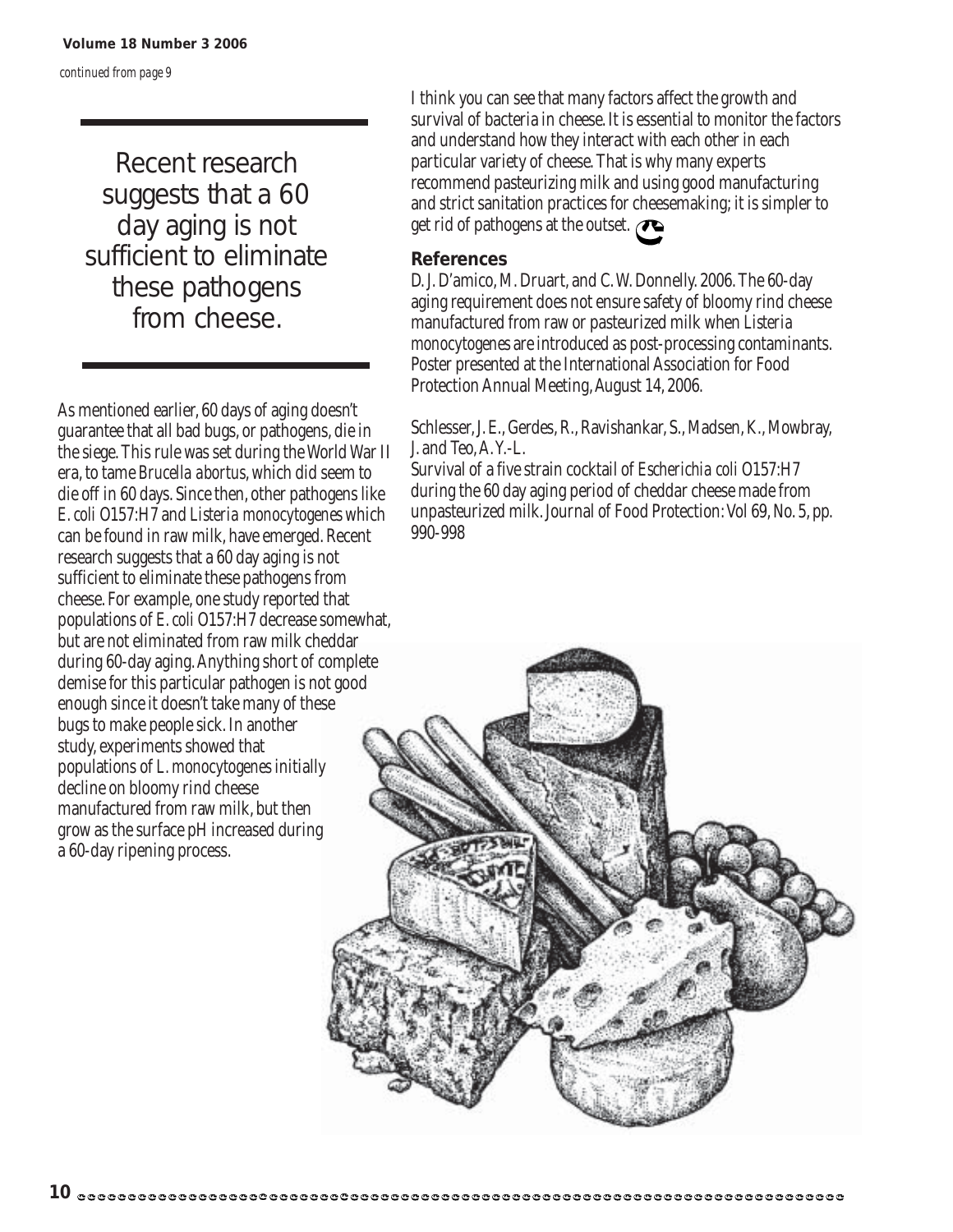*continued from page 9*

Recent research suggests that a 60 day aging is not sufficient to eliminate these pathogens from cheese.

As mentioned earlier, 60 days of aging doesn't guarantee that all bad bugs, or pathogens, die in the siege. This rule was set during the World War II era, to tame *Brucella abortus*, which did seem to die off in 60 days. Since then, other pathogens like *E. coli* O157:H7 and *Listeria monocytogenes* which can be found in raw milk, have emerged. Recent research suggests that a 60 day aging is not sufficient to eliminate these pathogens from cheese. For example, one study reported that populations of *E. coli* O157:H7 decrease somewhat, but are not eliminated from raw milk cheddar during 60-day aging. Anything short of complete demise for this particular pathogen is not good enough since it doesn't take many of these bugs to make people sick. In another study, experiments showed that populations of *L. monocytogenes* initially decline on bloomy rind cheese manufactured from raw milk, but then grow as the surface pH increased during a 60-day ripening process.

I think you can see that many factors affect the growth and survival of bacteria in cheese. It is essential to monitor the factors and understand how they interact with each other in each particular variety of cheese. That is why many experts recommend pasteurizing milk and using good manufacturing and strict sanitation practices for cheesemaking; it is simpler to get rid of pathogens at the outset.

## References

D. J. D'amico, M. Druart, and C. W. Donnelly. 2006. The 60-day aging requirement does not ensure safety of bloomy rind cheese manufactured from raw or pasteurized milk when *Listeria monocytogenes* are introduced as post-processing contaminants. Poster presented at the International Association for Food Protection Annual Meeting, August 14, 2006.

Schlesser, J. E., Gerdes, R., Ravishankar, S., Madsen, K., Mowbray, J. and Teo, A. Y.-L.
Survival of a five strain cocktail of *Escherichia coli* O157:H7 during the 60 day aging period of cheddar cheese made from unpasteurized milk. Journal of Food Protection: Vol 69, No. 5, pp. 990-998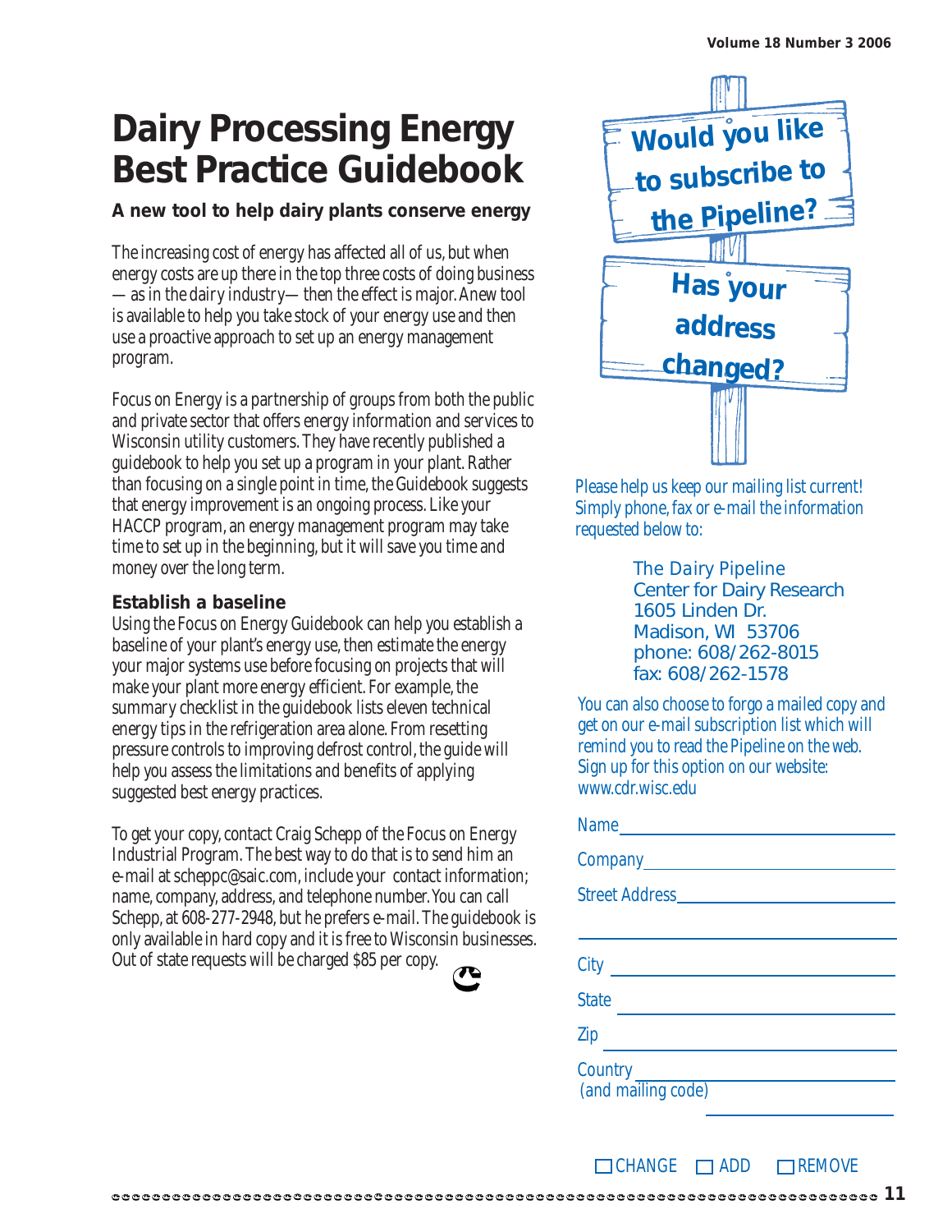// Dairy Processing Energy Best Practice Guidebook

# Dairy Processing Energy Best Practice Guidebook

**A new tool to help dairy plants conserve energy**

The increasing cost of energy has affected all of us, but when energy costs are up there in the top three costs of doing business —as in the dairy industry— then the effect is major. A new tool is available to help you take stock of your energy use and then use a proactive approach to set up an energy management program.

Focus on Energy is a partnership of groups from both the public and private sector that offers energy information and services to Wisconsin utility customers. They have recently published a guidebook to help you set up a program in your plant. Rather than focusing on a single point in time, the Guidebook suggests that energy improvement is an ongoing process. Like your HACCP program, an energy management program may take time to set up in the beginning, but it will save you time and money over the long term.

### Establish a baseline

Using the Focus on Energy Guidebook can help you establish a baseline of your plant's energy use, then estimate the energy your major systems use before focusing on projects that will make your plant more energy efficient. For example, the summary checklist in the guidebook lists eleven technical energy tips in the refrigeration area alone. From resetting pressure controls to improving defrost control, the guide will help you assess the limitations and benefits of applying suggested best energy practices.

To get your copy, contact Craig Schepp of the Focus on Energy Industrial Program. The best way to do that is to send him an e-mail at scheppc@saic.com, include your contact information; name, company, address, and telephone number. You can call Schepp, at 608-277-2948, but he prefers e-mail. The guidebook is only available in hard copy and it is free to Wisconsin businesses. Out of state requests will be charged $85 per copy.

## Would you like to subscribe to the Pipeline?

## Has your address changed?

Please help us keep our mailing list current! Simply phone, fax or e-mail the information requested below to:

The Dairy Pipeline
Center for Dairy Research
1605 Linden Dr.
Madison, WI 53706
phone: 608/262-8015
fax: 608/262-1578

You can also choose to forgo a mailed copy and get on our e-mail subscription list which will remind you to read the Pipeline on the web. Sign up for this option on our website: www.cdr.wisc.edu

Name ____________________

Company ____________________

Street Address ____________________

____________________

City ____________________

State ____________________

Zip ____________________

Country (and mailing code) ____________________

☐ CHANGE ☐ ADD ☐ REMOVE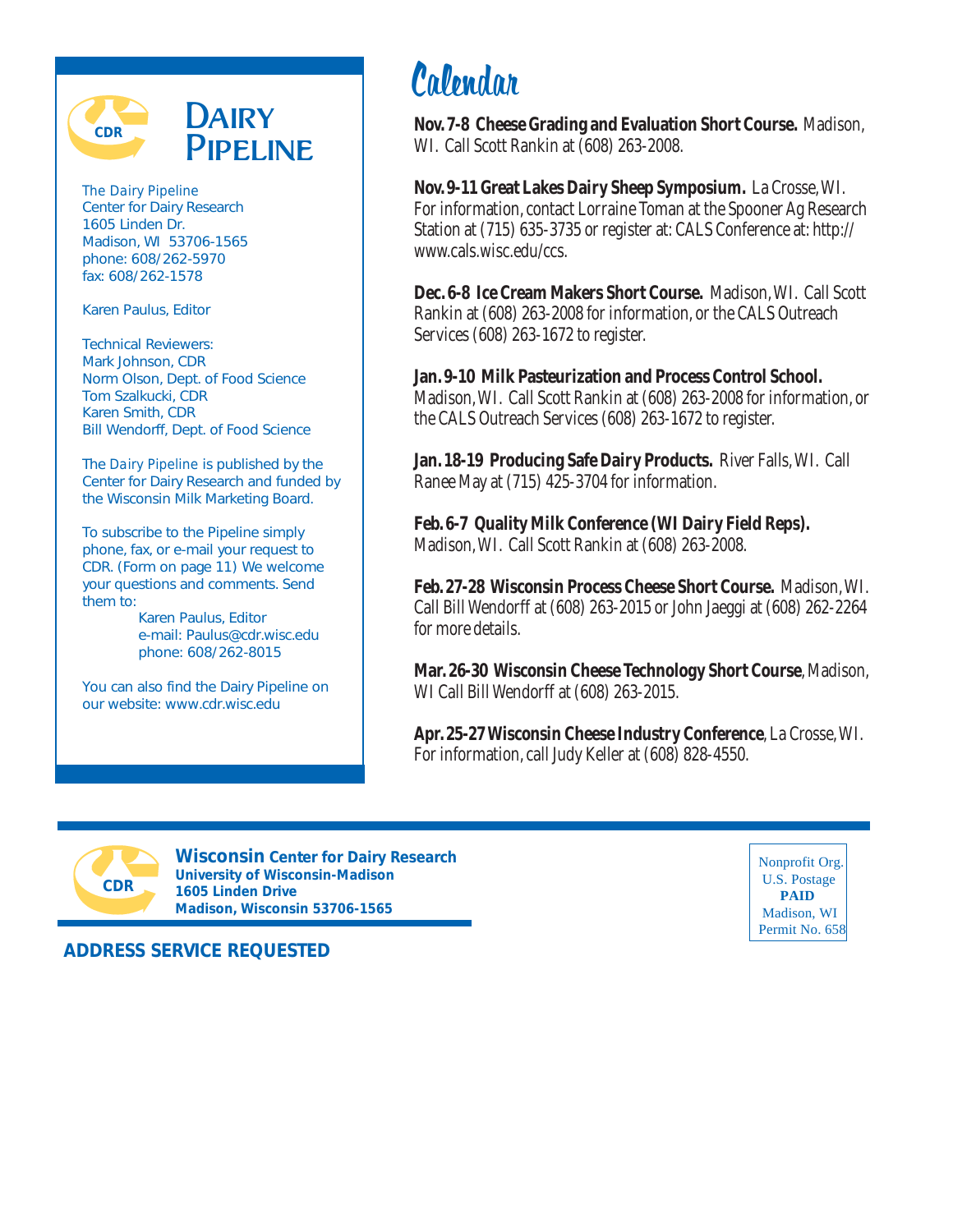# Dairy Pipeline

*The Dairy Pipeline*
Center for Dairy Research
1605 Linden Dr.
Madison, WI 53706-1565
phone: 608/262-5970
fax: 608/262-1578

Karen Paulus, Editor

Technical Reviewers:
Mark Johnson, CDR
Norm Olson, Dept. of Food Science
Tom Szalkucki, CDR
Karen Smith, CDR
Bill Wendorff, Dept. of Food Science

The *Dairy Pipeline* is published by the Center for Dairy Research and funded by the Wisconsin Milk Marketing Board.

To subscribe to the Pipeline simply phone, fax, or e-mail your request to CDR. (Form on page 11) We welcome your questions and comments. Send them to:

Karen Paulus, Editor
e-mail: Paulus@cdr.wisc.edu
phone: 608/262-8015

You can also find the Dairy Pipeline on our website: www.cdr.wisc.edu

# Calendar

**Nov. 7-8 Cheese Grading and Evaluation Short Course.** Madison, WI. Call Scott Rankin at (608) 263-2008.

**Nov. 9-11 Great Lakes Dairy Sheep Symposium.** La Crosse, WI. For information, contact Lorraine Toman at the Spooner Ag Research Station at (715) 635-3735 or register at: CALS Conference at: http://www.cals.wisc.edu/ccs.

**Dec. 6-8 Ice Cream Makers Short Course.** Madison, WI. Call Scott Rankin at (608) 263-2008 for information, or the CALS Outreach Services (608) 263-1672 to register.

**Jan. 9-10 Milk Pasteurization and Process Control School.** Madison, WI. Call Scott Rankin at (608) 263-2008 for information, or the CALS Outreach Services (608) 263-1672 to register.

**Jan. 18-19 Producing Safe Dairy Products.** River Falls, WI. Call Ranee May at (715) 425-3704 for information.

**Feb. 6-7 Quality Milk Conference (WI Dairy Field Reps).** Madison, WI. Call Scott Rankin at (608) 263-2008.

**Feb. 27-28 Wisconsin Process Cheese Short Course.** Madison, WI. Call Bill Wendorff at (608) 263-2015 or John Jaeggi at (608) 262-2264 for more details.

**Mar. 26-30 Wisconsin Cheese Technology Short Course**, Madison, WI Call Bill Wendorff at (608) 263-2015.

**Apr. 25-27 Wisconsin Cheese Industry Conference**, La Crosse, WI. For information, call Judy Keller at (608) 828-4550.

**Wisconsin Center for Dairy Research**
**University of Wisconsin-Madison**
**1605 Linden Drive**
**Madison, Wisconsin 53706-1565**

**ADDRESS SERVICE REQUESTED**

Nonprofit Org.
U.S. Postage
**PAID**
Madison, WI
Permit No. 658